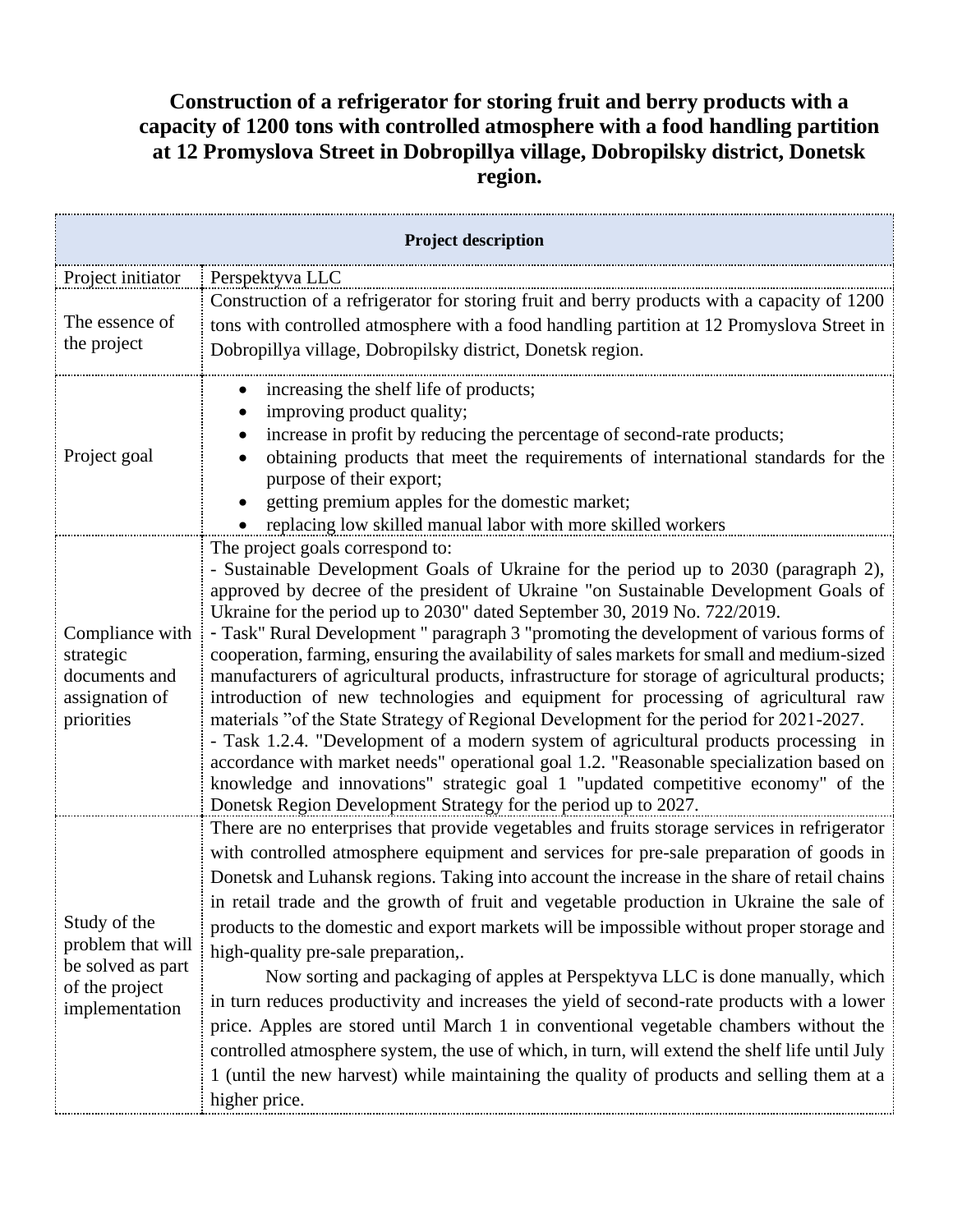# Construction of a refrigerator for storing fruit and berry products with a capacity of 1200 tons with controlled atmosphere with a food handling partition at 12 Promyslova Street in Dobropillya village, Dobropilsky district, Donetsk region.

| Project description | |
|---|---|
| Project initiator | Perspektyva LLC |
| The essence of the project | Construction of a refrigerator for storing fruit and berry products with a capacity of 1200 tons with controlled atmosphere with a food handling partition at 12 Promyslova Street in Dobropillya village, Dobropilsky district, Donetsk region. |
| Project goal | • increasing the shelf life of products;<br>• improving product quality;<br>• increase in profit by reducing the percentage of second-rate products;<br>• obtaining products that meet the requirements of international standards for the purpose of their export;<br>• getting premium apples for the domestic market;<br>• replacing low skilled manual labor with more skilled workers |
| Compliance with strategic documents and assignation of priorities | The project goals correspond to:<br>- Sustainable Development Goals of Ukraine for the period up to 2030 (paragraph 2), approved by decree of the president of Ukraine "on Sustainable Development Goals of Ukraine for the period up to 2030" dated September 30, 2019 No. 722/2019.<br>- Task" Rural Development " paragraph 3 "promoting the development of various forms of cooperation, farming, ensuring the availability of sales markets for small and medium-sized manufacturers of agricultural products, infrastructure for storage of agricultural products; introduction of new technologies and equipment for processing of agricultural raw materials "of the State Strategy of Regional Development for the period for 2021-2027.<br>- Task 1.2.4. "Development of a modern system of agricultural products processing in accordance with market needs" operational goal 1.2. "Reasonable specialization based on knowledge and innovations" strategic goal 1 "updated competitive economy" of the Donetsk Region Development Strategy for the period up to 2027. |
| Study of the problem that will be solved as part of the project implementation | There are no enterprises that provide vegetables and fruits storage services in refrigerator with controlled atmosphere equipment and services for pre-sale preparation of goods in Donetsk and Luhansk regions. Taking into account the increase in the share of retail chains in retail trade and the growth of fruit and vegetable production in Ukraine the sale of products to the domestic and export markets will be impossible without proper storage and high-quality pre-sale preparation,.<br>Now sorting and packaging of apples at Perspektyva LLC is done manually, which in turn reduces productivity and increases the yield of second-rate products with a lower price. Apples are stored until March 1 in conventional vegetable chambers without the controlled atmosphere system, the use of which, in turn, will extend the shelf life until July 1 (until the new harvest) while maintaining the quality of products and selling them at a higher price. |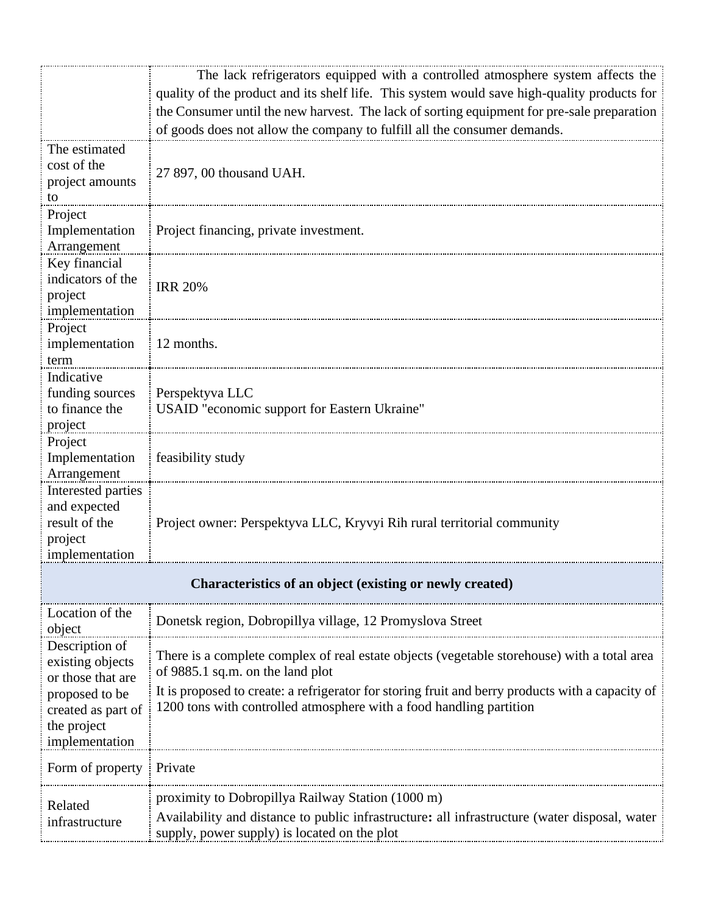| | |
|---|---|
| | The lack refrigerators equipped with a controlled atmosphere system affects the quality of the product and its shelf life. This system would save high-quality products for the Consumer until the new harvest. The lack of sorting equipment for pre-sale preparation of goods does not allow the company to fulfill all the consumer demands. |
| The estimated cost of the project amounts to | 27 897, 00 thousand UAH. |
| Project Implementation Arrangement | Project financing, private investment. |
| Key financial indicators of the project implementation | IRR 20% |
| Project implementation term | 12 months. |
| Indicative funding sources to finance the project | Perspektyva LLC<br>USAID "economic support for Eastern Ukraine" |
| Project Implementation Arrangement | feasibility study |
| Interested parties and expected result of the project implementation | Project owner: Perspektyva LLC, Kryvyi Rih rural territorial community |
| **Characteristics of an object (existing or newly created)** | |
| Location of the object | Donetsk region, Dobropillya village, 12 Promyslova Street |
| Description of existing objects or those that are proposed to be created as part of the project implementation | There is a complete complex of real estate objects (vegetable storehouse) with a total area of 9885.1 sq.m. on the land plot<br>It is proposed to create: a refrigerator for storing fruit and berry products with a capacity of 1200 tons with controlled atmosphere with a food handling partition |
| Form of property | Private |
| Related infrastructure | proximity to Dobropillya Railway Station (1000 m)<br>Availability and distance to public infrastructure**:** all infrastructure (water disposal, water supply, power supply) is located on the plot |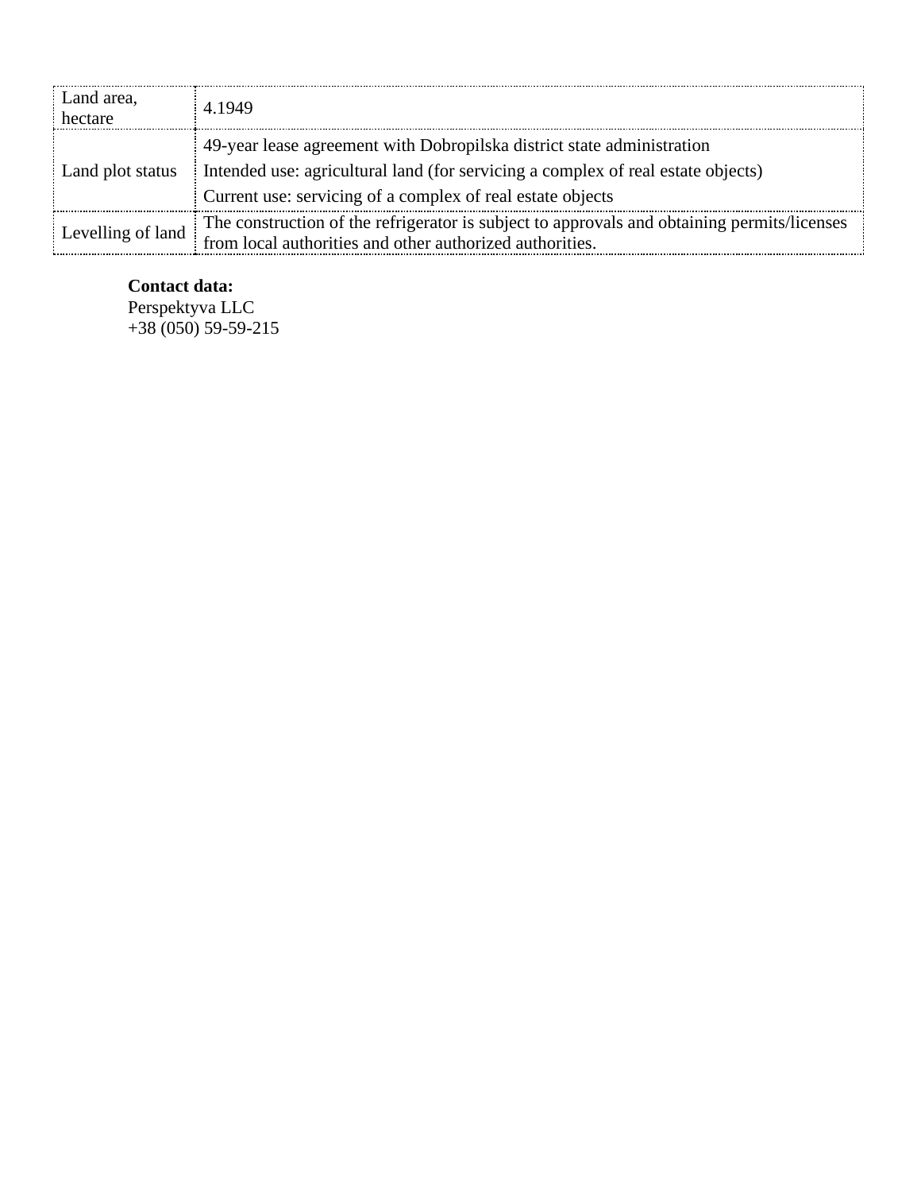| | |
|---|---|
| Land area, hectare | 4.1949 |
| Land plot status | 49-year lease agreement with Dobropilska district state administration<br>Intended use: agricultural land (for servicing a complex of real estate objects)<br>Current use: servicing of a complex of real estate objects |
| Levelling of land | The construction of the refrigerator is subject to approvals and obtaining permits/licenses from local authorities and other authorized authorities. |

**Contact data:**
Perspektyva LLC
+38 (050) 59-59-215